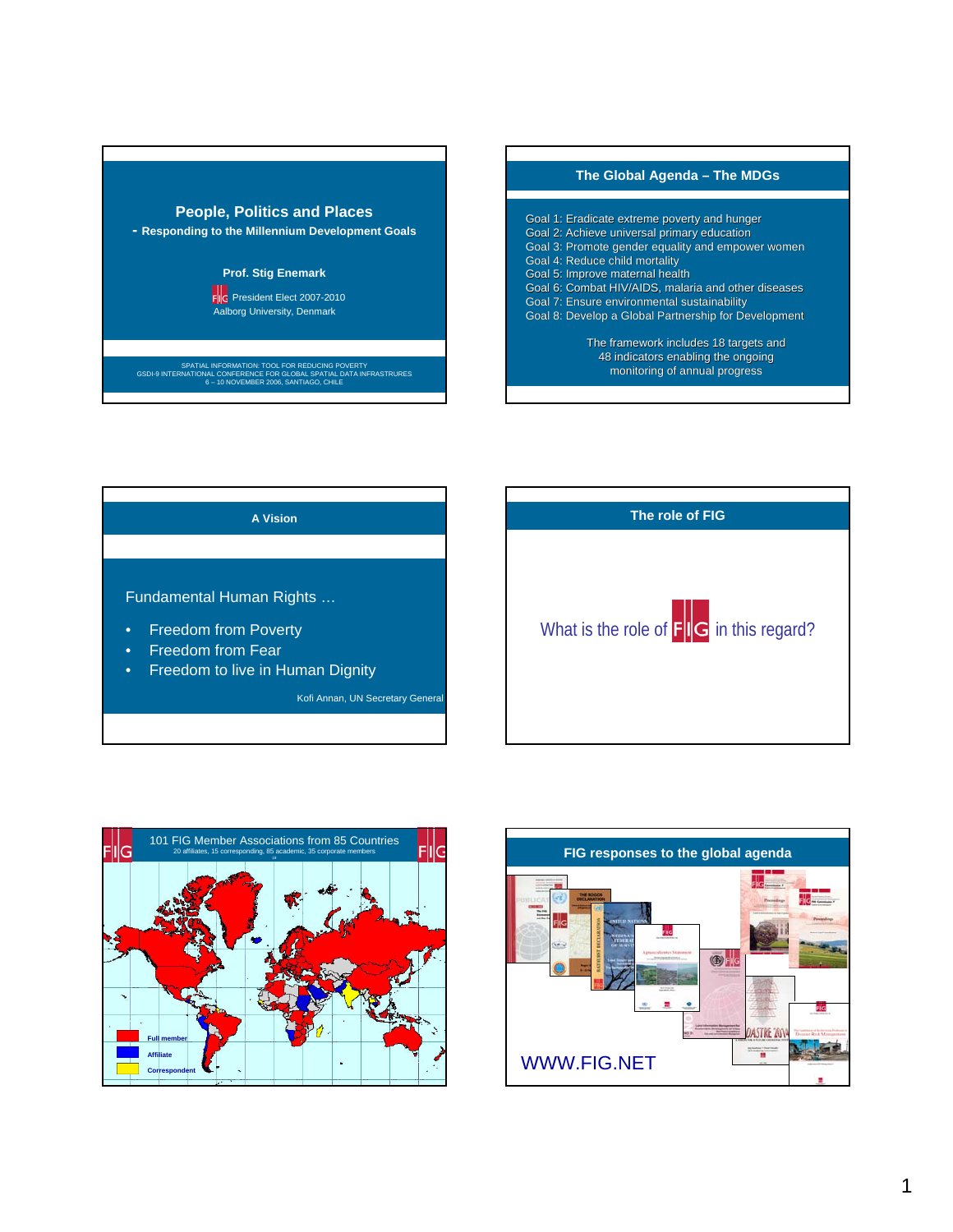# People, Politics and Places

**- Responding to the Millennium Development Goals**

**Prof. Stig Enemark**

FIG President Elect 2007-2010

Aalborg University, Denmark

SPATIAL INFORMATION: TOOL FOR REDUCING POVERTY
GSDI-9 INTERNATIONAL CONFERENCE FOR GLOBAL SPATIAL DATA INFRASTRUCTURES
6 – 10 NOVEMBER 2006, SANTIAGO, CHILE

## The Global Agenda – The MDGs

Goal 1: Eradicate extreme poverty and hunger
Goal 2: Achieve universal primary education
Goal 3: Promote gender equality and empower women
Goal 4: Reduce child mortality
Goal 5: Improve maternal health
Goal 6: Combat HIV/AIDS, malaria and other diseases
Goal 7: Ensure environmental sustainability
Goal 8: Develop a Global Partnership for Development

The framework includes 18 targets and 48 indicators enabling the ongoing monitoring of annual progress

## A Vision

Fundamental Human Rights …

- Freedom from Poverty
- Freedom from Fear
- Freedom to live in Human Dignity

Kofi Annan, UN Secretary General

## The role of FIG

What is the role of FIG in this regard?

## 101 FIG Member Associations from 85 Countries

20 affiliates, 15 corresponding, 85 academic, 35 corporate members

Full member
Affiliate
Correspondent

## FIG responses to the global agenda

WWW.FIG.NET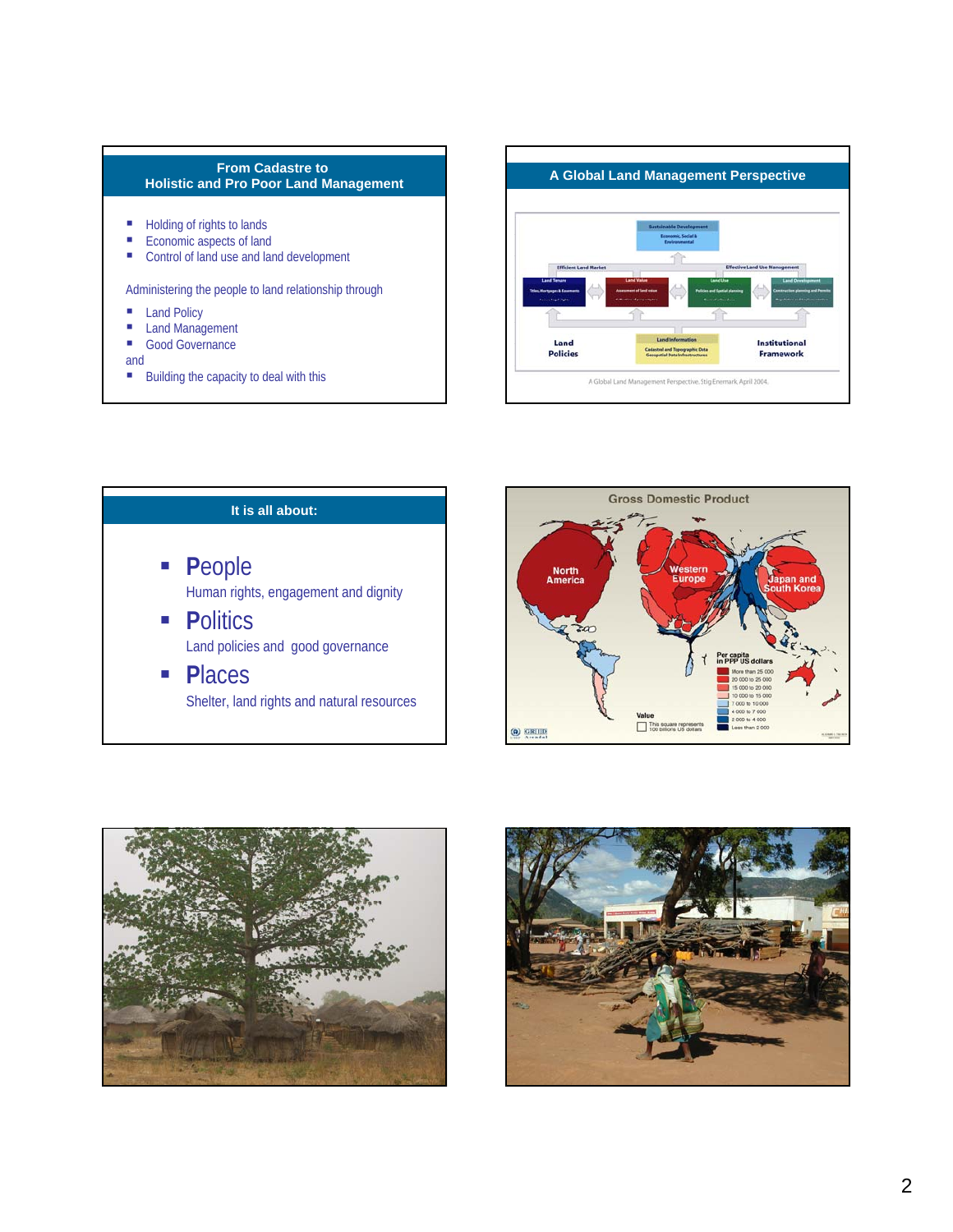## From Cadastre to Holistic and Pro Poor Land Management

- Holding of rights to lands
- Economic aspects of land
- Control of land use and land development

Administering the people to land relationship through

- Land Policy
- Land Management
- Good Governance

and

- Building the capacity to deal with this

## A Global Land Management Perspective

Sustainable Development
Economic, Social & Environmental

Efficient Land Market | Effective Land Use Management

Land Tenure | Land Value | Land Use | Land Development

Land Policies | Land Information | Institutional Framework

A Global Land Management Perspective. Stig Enemark April 2004.

## It is all about:

- **People**
  Human rights, engagement and dignity
- **Politics**
  Land policies and good governance
- **Places**
  Shelter, land rights and natural resources

## Gross Domestic Product

North America
Western Europe
Japan and South Korea

Per capita in PPP US dollars

- More than 25 000
- 20 000 to 25 000
- 15 000 to 20 000
- 10 000 to 15 000
- 7 000 to 10 000
- 4 000 to 7 000
- 2 000 to 4 000
- Less than 2 000

Value
This square represents 100 billions US dollars

GRID Arendal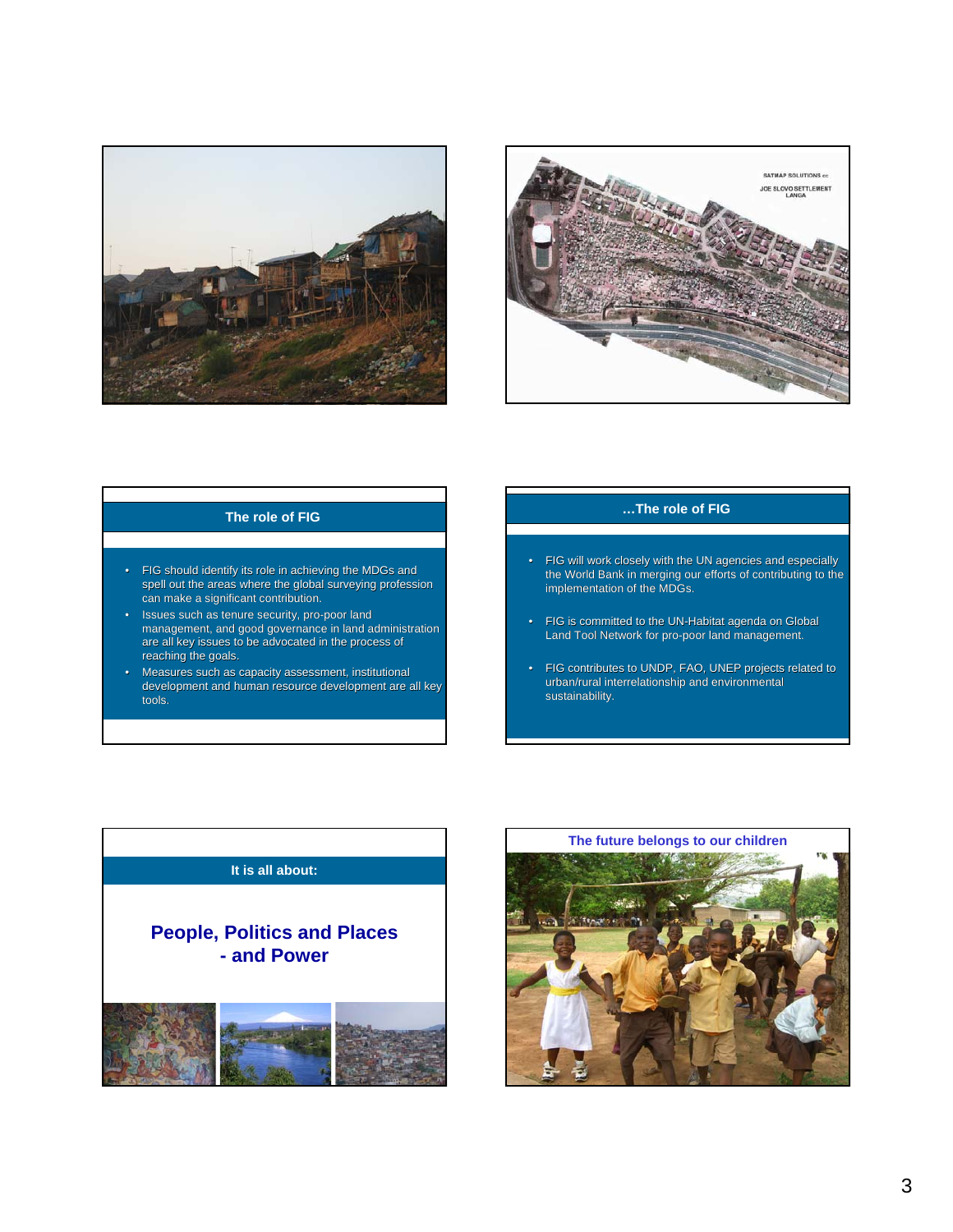SATMAP SOLUTIONS cc

JOE SLOVO SETTLEMENT
LANGA

## The role of FIG

- FIG should identify its role in achieving the MDGs and spell out the areas where the global surveying profession can make a significant contribution.
- Issues such as tenure security, pro-poor land management, and good governance in land administration are all key issues to be advocated in the process of reaching the goals.
- Measures such as capacity assessment, institutional development and human resource development are all key tools.

## …The role of FIG

- FIG will work closely with the UN agencies and especially the World Bank in merging our efforts of contributing to the implementation of the MDGs.
- FIG is committed to the UN-Habitat agenda on Global Land Tool Network for pro-poor land management.
- FIG contributes to UNDP, FAO, UNEP projects related to urban/rural interrelationship and environmental sustainability.

## It is all about:

**People, Politics and Places**
**- and Power**

## The future belongs to our children